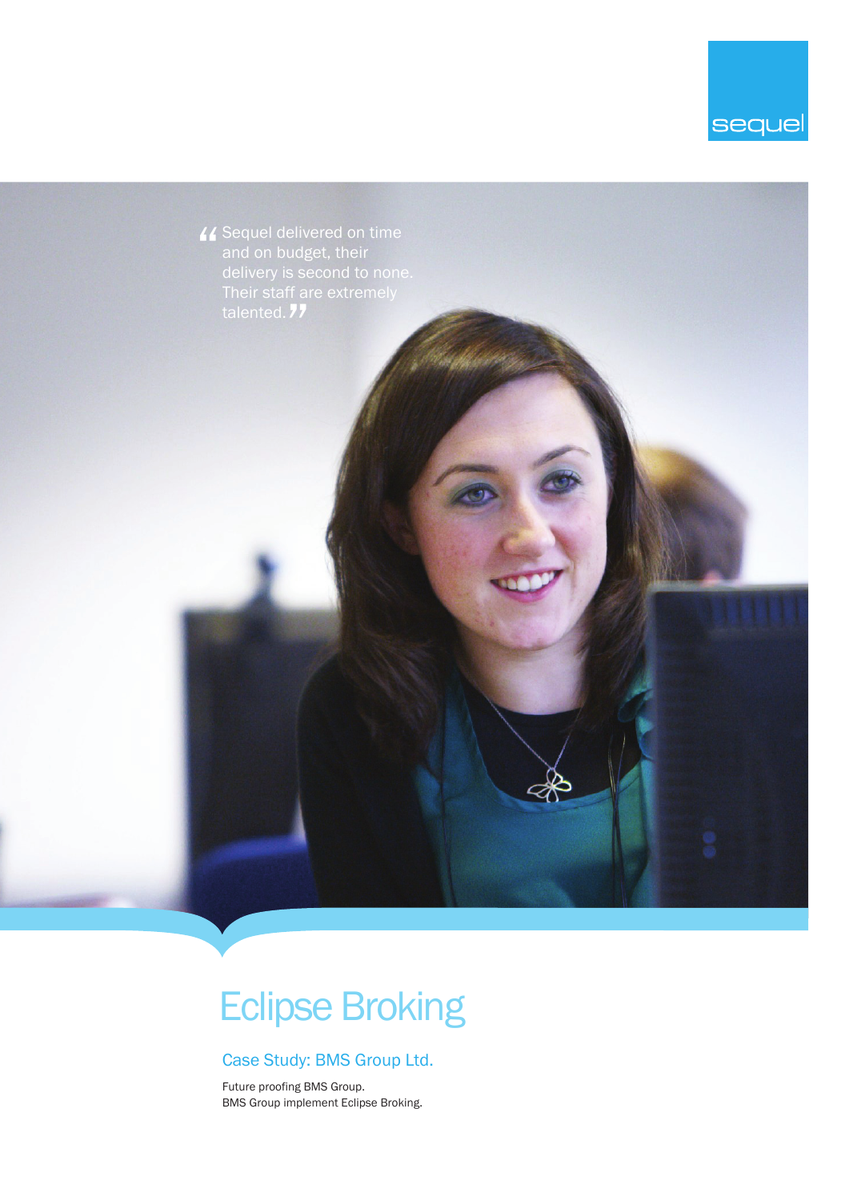sequel

> "Sequel delivered on time and on budget, their delivery is second to none. Their staff are extremely talented."

# Eclipse Broking

## Case Study: BMS Group Ltd.

Future proofing BMS Group.
BMS Group implement Eclipse Broking.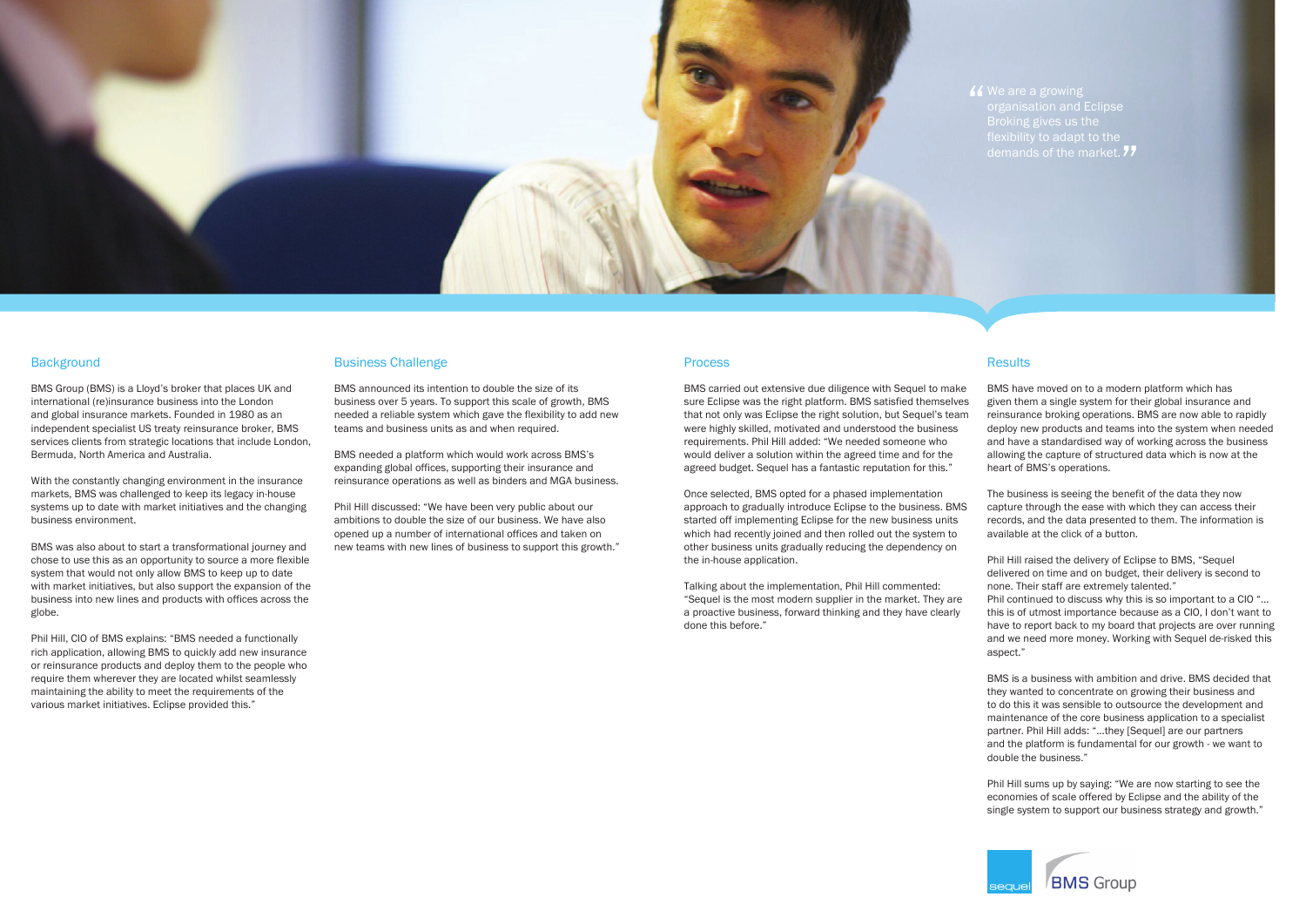> "We are a growing organisation and Eclipse Broking gives us the flexibility to adapt to the demands of the market."

## Background

BMS Group (BMS) is a Lloyd's broker that places UK and international (re)insurance business into the London and global insurance markets. Founded in 1980 as an independent specialist US treaty reinsurance broker, BMS services clients from strategic locations that include London, Bermuda, North America and Australia.

With the constantly changing environment in the insurance markets, BMS was challenged to keep its legacy in-house systems up to date with market initiatives and the changing business environment.

BMS was also about to start a transformational journey and chose to use this as an opportunity to source a more flexible system that would not only allow BMS to keep up to date with market initiatives, but also support the expansion of the business into new lines and products with offices across the globe.

Phil Hill, CIO of BMS explains: "BMS needed a functionally rich application, allowing BMS to quickly add new insurance or reinsurance products and deploy them to the people who require them wherever they are located whilst seamlessly maintaining the ability to meet the requirements of the various market initiatives. Eclipse provided this."

## Business Challenge

BMS announced its intention to double the size of its business over 5 years. To support this scale of growth, BMS needed a reliable system which gave the flexibility to add new teams and business units as and when required.

BMS needed a platform which would work across BMS's expanding global offices, supporting their insurance and reinsurance operations as well as binders and MGA business.

Phil Hill discussed: "We have been very public about our ambitions to double the size of our business. We have also opened up a number of international offices and taken on new teams with new lines of business to support this growth."

## Process

BMS carried out extensive due diligence with Sequel to make sure Eclipse was the right platform. BMS satisfied themselves that not only was Eclipse the right solution, but Sequel's team were highly skilled, motivated and understood the business requirements. Phil Hill added: "We needed someone who would deliver a solution within the agreed time and for the agreed budget. Sequel has a fantastic reputation for this."

Once selected, BMS opted for a phased implementation approach to gradually introduce Eclipse to the business. BMS started off implementing Eclipse for the new business units which had recently joined and then rolled out the system to other business units gradually reducing the dependency on the in-house application.

Talking about the implementation, Phil Hill commented: "Sequel is the most modern supplier in the market. They are a proactive business, forward thinking and they have clearly done this before."

## Results

BMS have moved on to a modern platform which has given them a single system for their global insurance and reinsurance broking operations. BMS are now able to rapidly deploy new products and teams into the system when needed and have a standardised way of working across the business allowing the capture of structured data which is now at the heart of BMS's operations.

The business is seeing the benefit of the data they now capture through the ease with which they can access their records, and the data presented to them. The information is available at the click of a button.

Phil Hill raised the delivery of Eclipse to BMS, "Sequel delivered on time and on budget, their delivery is second to none. Their staff are extremely talented."
Phil continued to discuss why this is so important to a CIO "... this is of utmost importance because as a CIO, I don't want to have to report back to my board that projects are over running and we need more money. Working with Sequel de-risked this aspect."

BMS is a business with ambition and drive. BMS decided that they wanted to concentrate on growing their business and to do this it was sensible to outsource the development and maintenance of the core business application to a specialist partner. Phil Hill adds: "...they [Sequel] are our partners and the platform is fundamental for our growth - we want to double the business."

Phil Hill sums up by saying: "We are now starting to see the economies of scale offered by Eclipse and the ability of the single system to support our business strategy and growth."

sequel BMS Group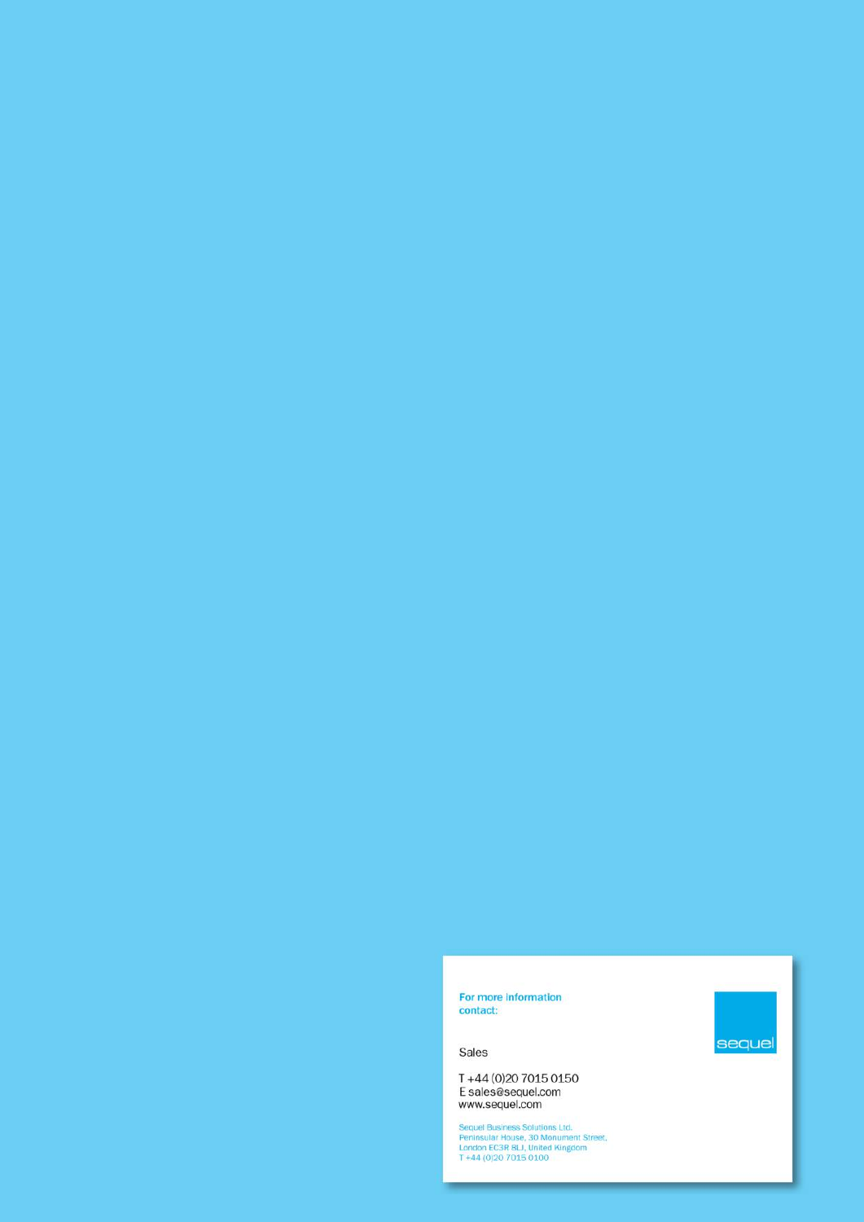**For more information contact:**

sequel

Sales

T +44 (0)20 7015 0150
E sales@sequel.com
www.sequel.com

Sequel Business Solutions Ltd.
Peninsular House, 30 Monument Street,
London EC3R 8LJ, United Kingdom
T +44 (0)20 7015 0100